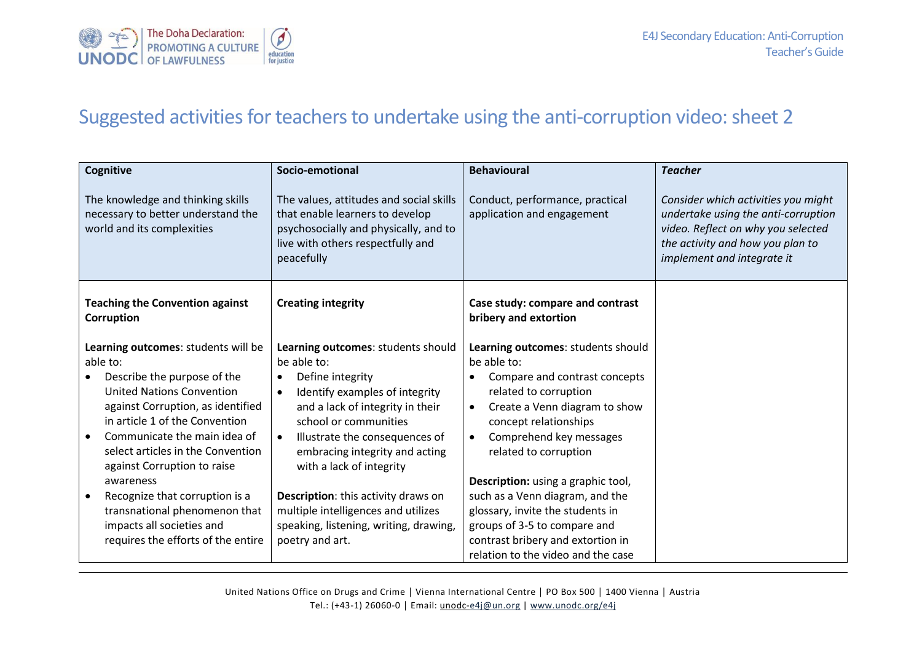# Suggested activities for teachers to undertake using the anti-corruption video: sheet 2

| **Cognitive**<br><br>The knowledge and thinking skills necessary to better understand the world and its complexities | **Socio-emotional**<br><br>The values, attitudes and social skills that enable learners to develop psychosocially and physically, and to live with others respectfully and peacefully | **Behavioural**<br><br>Conduct, performance, practical application and engagement | ***Teacher***<br><br>*Consider which activities you might undertake using the anti-corruption video. Reflect on why you selected the activity and how you plan to implement and integrate it* |
|---|---|---|---|
| **Teaching the Convention against Corruption**<br><br>**Learning outcomes**: students will be able to:<br>• Describe the purpose of the United Nations Convention against Corruption, as identified in article 1 of the Convention<br>• Communicate the main idea of select articles in the Convention against Corruption to raise awareness<br>• Recognize that corruption is a transnational phenomenon that impacts all societies and requires the efforts of the entire | **Creating integrity**<br><br>**Learning outcomes**: students should be able to:<br>• Define integrity<br>• Identify examples of integrity and a lack of integrity in their school or communities<br>• Illustrate the consequences of embracing integrity and acting with a lack of integrity<br><br>**Description**: this activity draws on multiple intelligences and utilizes speaking, listening, writing, drawing, poetry and art. | **Case study: compare and contrast bribery and extortion**<br><br>**Learning outcomes**: students should be able to:<br>• Compare and contrast concepts related to corruption<br>• Create a Venn diagram to show concept relationships<br>• Comprehend key messages related to corruption<br><br>**Description:** using a graphic tool, such as a Venn diagram, and the glossary, invite the students in groups of 3-5 to compare and contrast bribery and extortion in relation to the video and the case | |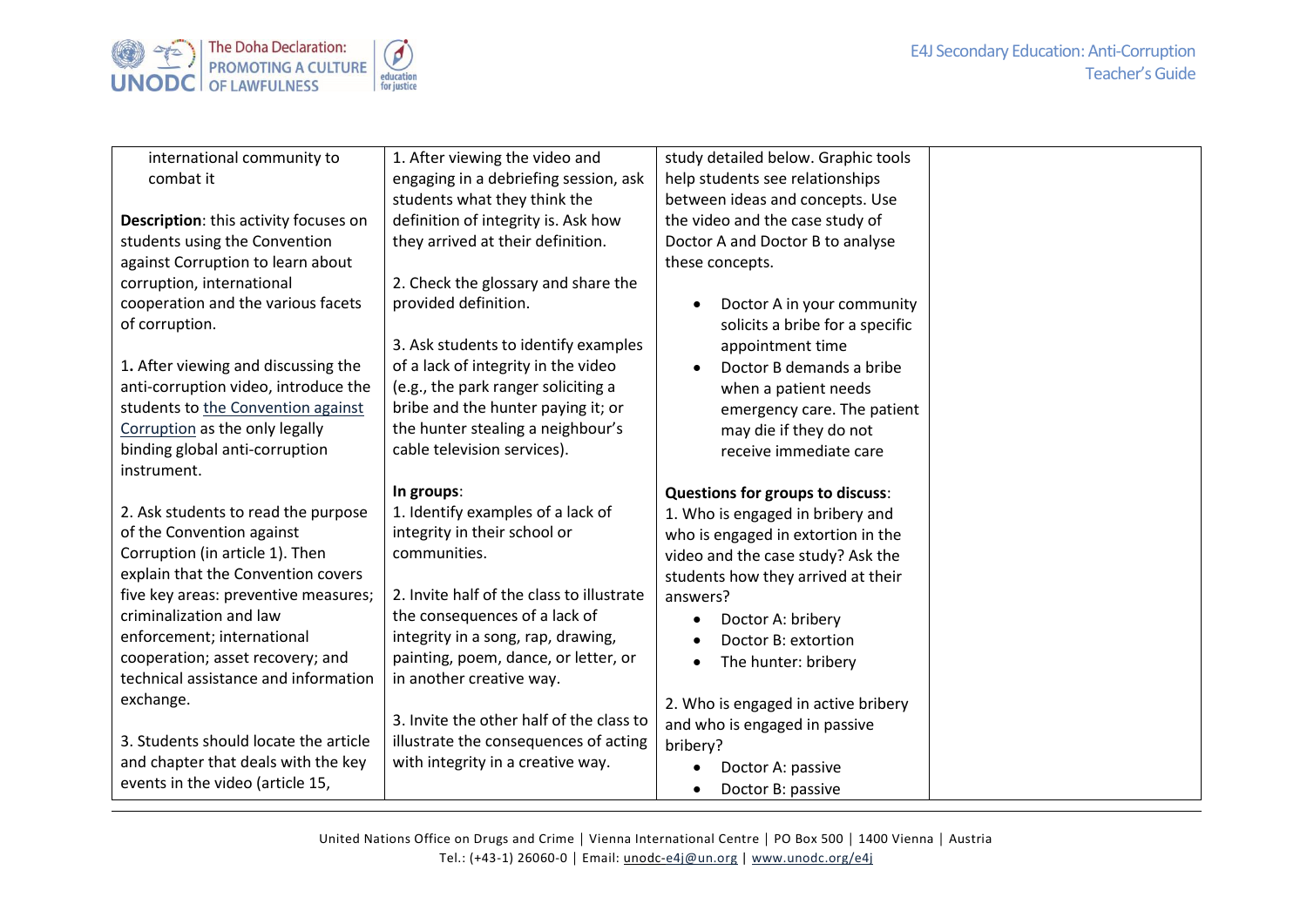| | | | |
|---|---|---|---|
| international community to combat it<br><br>**Description**: this activity focuses on students using the Convention against Corruption to learn about corruption, international cooperation and the various facets of corruption.<br><br>1**.** After viewing and discussing the anti-corruption video, introduce the students to the Convention against Corruption as the only legally binding global anti-corruption instrument.<br><br>2. Ask students to read the purpose of the Convention against Corruption (in article 1). Then explain that the Convention covers five key areas: preventive measures; criminalization and law enforcement; international cooperation; asset recovery; and technical assistance and information exchange.<br><br>3. Students should locate the article and chapter that deals with the key events in the video (article 15, | 1. After viewing the video and engaging in a debriefing session, ask students what they think the definition of integrity is. Ask how they arrived at their definition.<br><br>2. Check the glossary and share the provided definition.<br><br>3. Ask students to identify examples of a lack of integrity in the video (e.g., the park ranger soliciting a bribe and the hunter paying it; or the hunter stealing a neighbour's cable television services).<br><br>**In groups**:<br>1. Identify examples of a lack of integrity in their school or communities.<br><br>2. Invite half of the class to illustrate the consequences of a lack of integrity in a song, rap, drawing, painting, poem, dance, or letter, or in another creative way.<br><br>3. Invite the other half of the class to illustrate the consequences of acting with integrity in a creative way. | study detailed below. Graphic tools help students see relationships between ideas and concepts. Use the video and the case study of Doctor A and Doctor B to analyse these concepts.<br><br>• Doctor A in your community solicits a bribe for a specific appointment time<br>• Doctor B demands a bribe when a patient needs emergency care. The patient may die if they do not receive immediate care<br><br>**Questions for groups to discuss**:<br>1. Who is engaged in bribery and who is engaged in extortion in the video and the case study? Ask the students how they arrived at their answers?<br>• Doctor A: bribery<br>• Doctor B: extortion<br>• The hunter: bribery<br><br>2. Who is engaged in active bribery and who is engaged in passive bribery?<br>• Doctor A: passive<br>• Doctor B: passive | |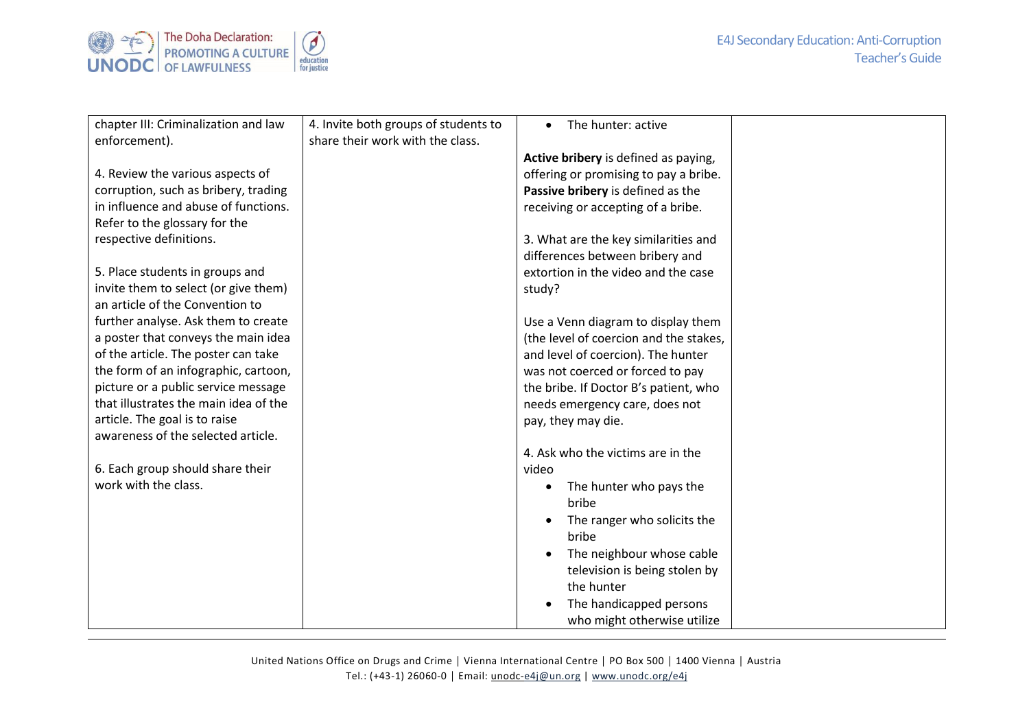| | | | |
|---|---|---|---|
| chapter III: Criminalization and law enforcement).<br><br>4. Review the various aspects of corruption, such as bribery, trading in influence and abuse of functions. Refer to the glossary for the respective definitions.<br><br>5. Place students in groups and invite them to select (or give them) an article of the Convention to further analyse. Ask them to create a poster that conveys the main idea of the article. The poster can take the form of an infographic, cartoon, picture or a public service message that illustrates the main idea of the article. The goal is to raise awareness of the selected article.<br><br>6. Each group should share their work with the class. | 4. Invite both groups of students to share their work with the class. | • The hunter: active<br><br>**Active bribery** is defined as paying, offering or promising to pay a bribe. **Passive bribery** is defined as the receiving or accepting of a bribe.<br><br>3. What are the key similarities and differences between bribery and extortion in the video and the case study?<br><br>Use a Venn diagram to display them (the level of coercion and the stakes, and level of coercion). The hunter was not coerced or forced to pay the bribe. If Doctor B's patient, who needs emergency care, does not pay, they may die.<br><br>4. Ask who the victims are in the video<br>• The hunter who pays the bribe<br>• The ranger who solicits the bribe<br>• The neighbour whose cable television is being stolen by the hunter<br>• The handicapped persons who might otherwise utilize | |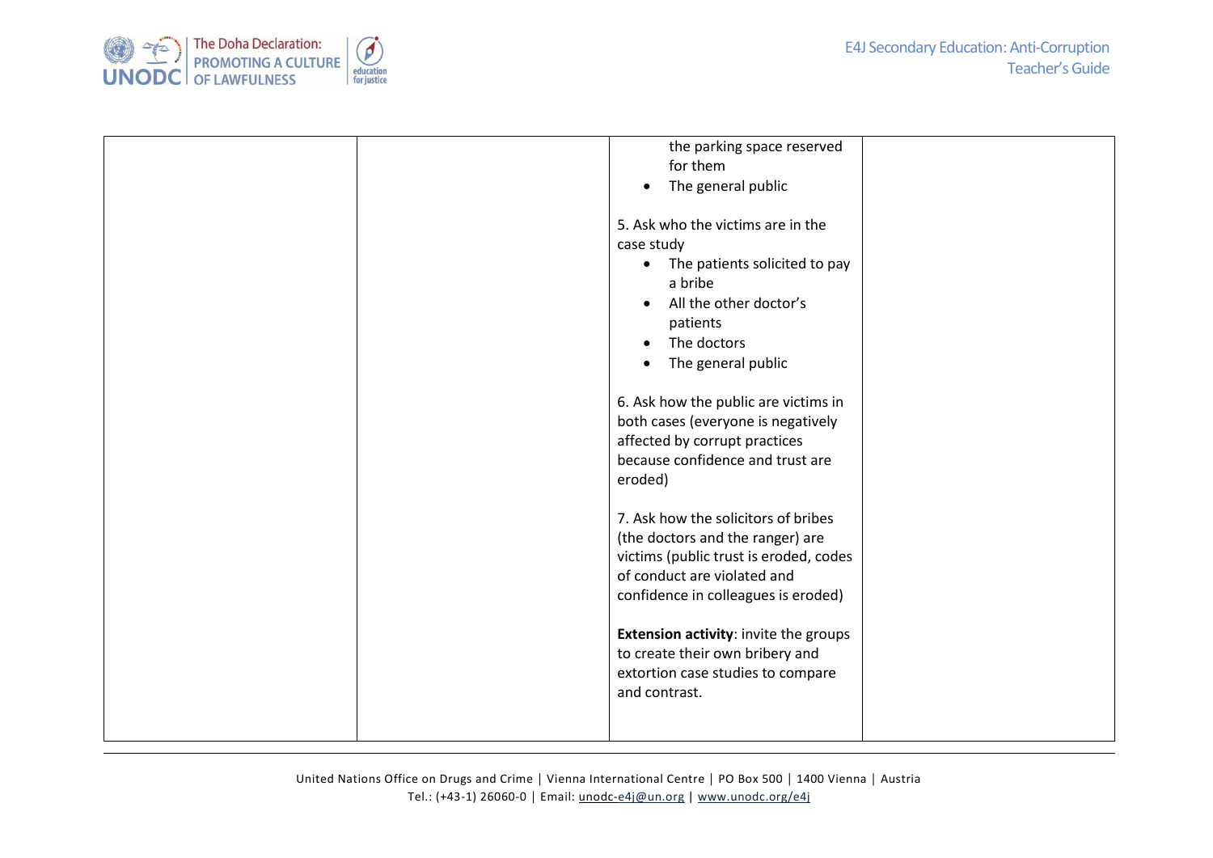|  |  | the parking space reserved for them<br>• The general public<br><br>5. Ask who the victims are in the case study<br>• The patients solicited to pay a bribe<br>• All the other doctor's patients<br>• The doctors<br>• The general public<br><br>6. Ask how the public are victims in both cases (everyone is negatively affected by corrupt practices because confidence and trust are eroded)<br><br>7. Ask how the solicitors of bribes (the doctors and the ranger) are victims (public trust is eroded, codes of conduct are violated and confidence in colleagues is eroded)<br><br>**Extension activity**: invite the groups to create their own bribery and extortion case studies to compare and contrast. |  |
|---|---|---|---|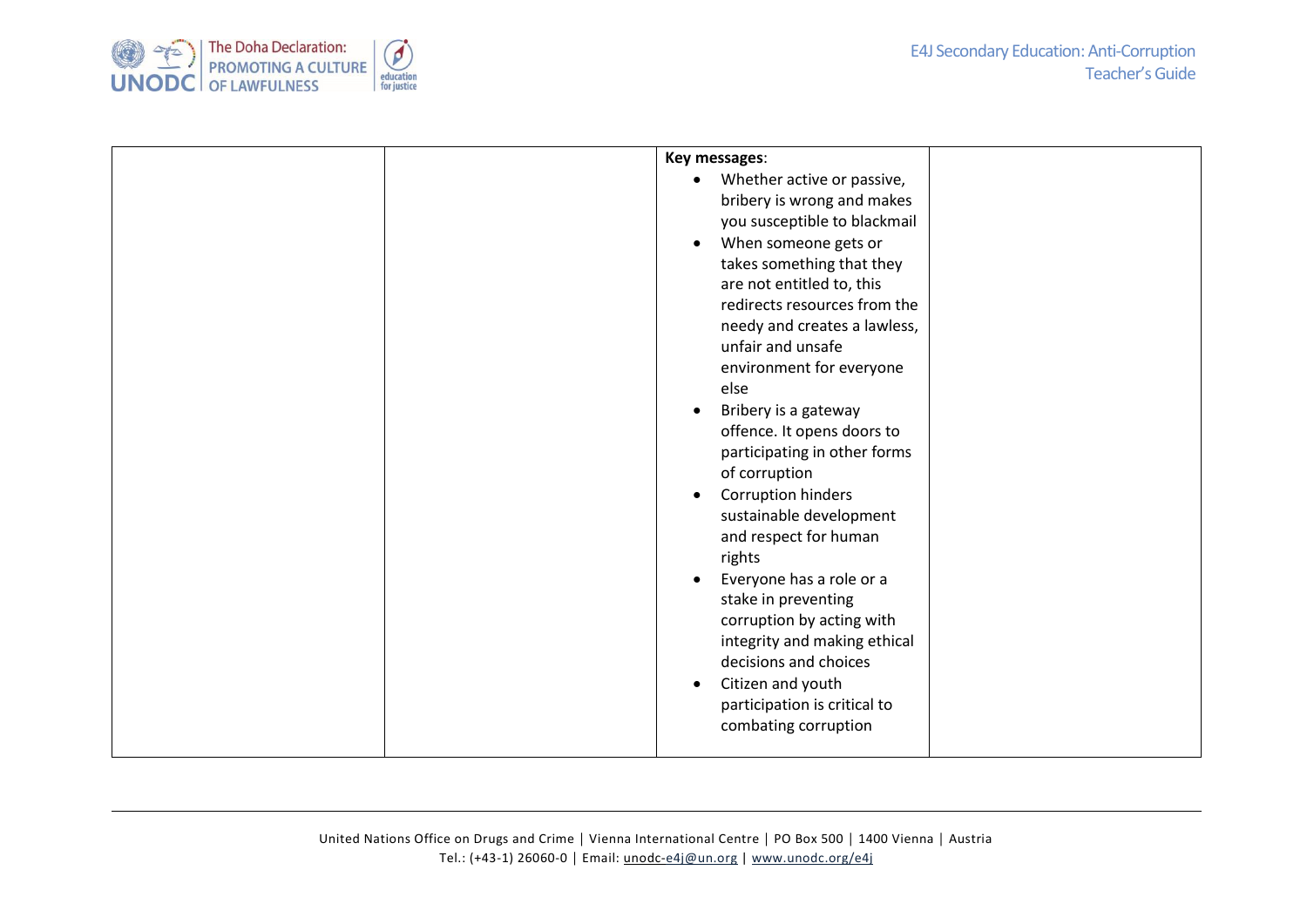| | | | |
|---|---|---|---|
| | | **Key messages**:<br>• Whether active or passive, bribery is wrong and makes you susceptible to blackmail<br>• When someone gets or takes something that they are not entitled to, this redirects resources from the needy and creates a lawless, unfair and unsafe environment for everyone else<br>• Bribery is a gateway offence. It opens doors to participating in other forms of corruption<br>• Corruption hinders sustainable development and respect for human rights<br>• Everyone has a role or a stake in preventing corruption by acting with integrity and making ethical decisions and choices<br>• Citizen and youth participation is critical to combating corruption | |